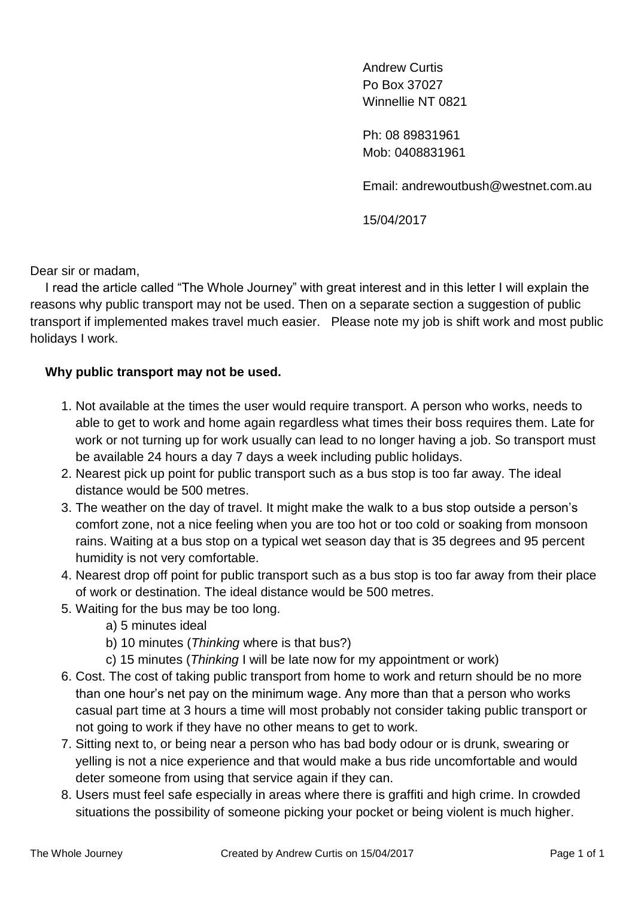Andrew Curtis
Po Box 37027
Winnellie NT 0821

Ph: 08 89831961
Mob: 0408831961

Email: andrewoutbush@westnet.com.au

15/04/2017

Dear sir or madam,

I read the article called "The Whole Journey" with great interest and in this letter I will explain the reasons why public transport may not be used. Then on a separate section a suggestion of public transport if implemented makes travel much easier. Please note my job is shift work and most public holidays I work.

**Why public transport may not be used.**

1. Not available at the times the user would require transport. A person who works, needs to able to get to work and home again regardless what times their boss requires them. Late for work or not turning up for work usually can lead to no longer having a job. So transport must be available 24 hours a day 7 days a week including public holidays.
2. Nearest pick up point for public transport such as a bus stop is too far away. The ideal distance would be 500 metres.
3. The weather on the day of travel. It might make the walk to a bus stop outside a person's comfort zone, not a nice feeling when you are too hot or too cold or soaking from monsoon rains. Waiting at a bus stop on a typical wet season day that is 35 degrees and 95 percent humidity is not very comfortable.
4. Nearest drop off point for public transport such as a bus stop is too far away from their place of work or destination. The ideal distance would be 500 metres.
5. Waiting for the bus may be too long.
   a) 5 minutes ideal
   b) 10 minutes (*Thinking* where is that bus?)
   c) 15 minutes (*Thinking* I will be late now for my appointment or work)
6. Cost. The cost of taking public transport from home to work and return should be no more than one hour's net pay on the minimum wage. Any more than that a person who works casual part time at 3 hours a time will most probably not consider taking public transport or not going to work if they have no other means to get to work.
7. Sitting next to, or being near a person who has bad body odour or is drunk, swearing or yelling is not a nice experience and that would make a bus ride uncomfortable and would deter someone from using that service again if they can.
8. Users must feel safe especially in areas where there is graffiti and high crime. In crowded situations the possibility of someone picking your pocket or being violent is much higher.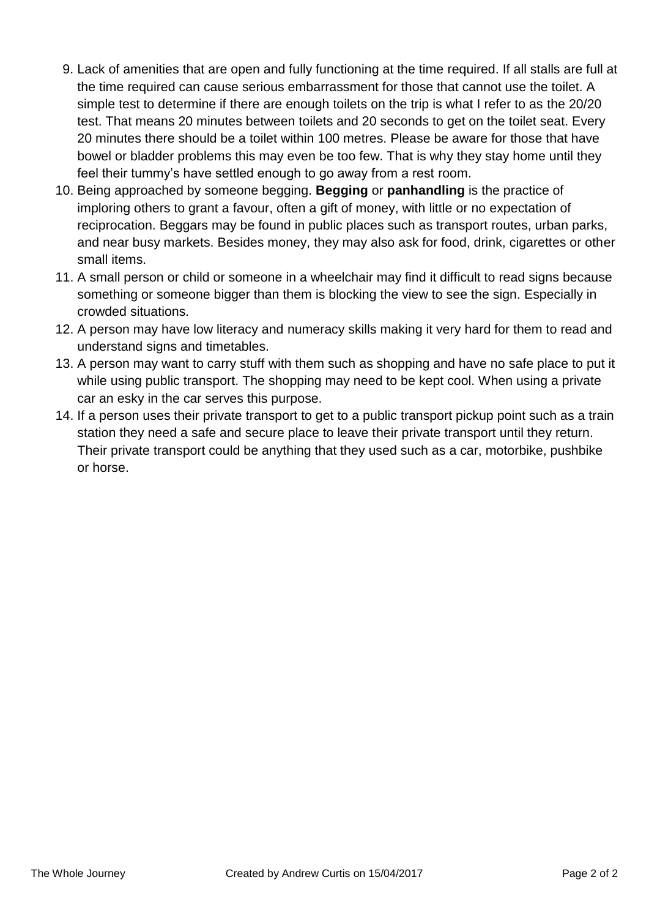9. Lack of amenities that are open and fully functioning at the time required. If all stalls are full at the time required can cause serious embarrassment for those that cannot use the toilet. A simple test to determine if there are enough toilets on the trip is what I refer to as the 20/20 test. That means 20 minutes between toilets and 20 seconds to get on the toilet seat. Every 20 minutes there should be a toilet within 100 metres. Please be aware for those that have bowel or bladder problems this may even be too few. That is why they stay home until they feel their tummy's have settled enough to go away from a rest room.
10. Being approached by someone begging. **Begging** or **panhandling** is the practice of imploring others to grant a favour, often a gift of money, with little or no expectation of reciprocation. Beggars may be found in public places such as transport routes, urban parks, and near busy markets. Besides money, they may also ask for food, drink, cigarettes or other small items.
11. A small person or child or someone in a wheelchair may find it difficult to read signs because something or someone bigger than them is blocking the view to see the sign. Especially in crowded situations.
12. A person may have low literacy and numeracy skills making it very hard for them to read and understand signs and timetables.
13. A person may want to carry stuff with them such as shopping and have no safe place to put it while using public transport. The shopping may need to be kept cool. When using a private car an esky in the car serves this purpose.
14. If a person uses their private transport to get to a public transport pickup point such as a train station they need a safe and secure place to leave their private transport until they return. Their private transport could be anything that they used such as a car, motorbike, pushbike or horse.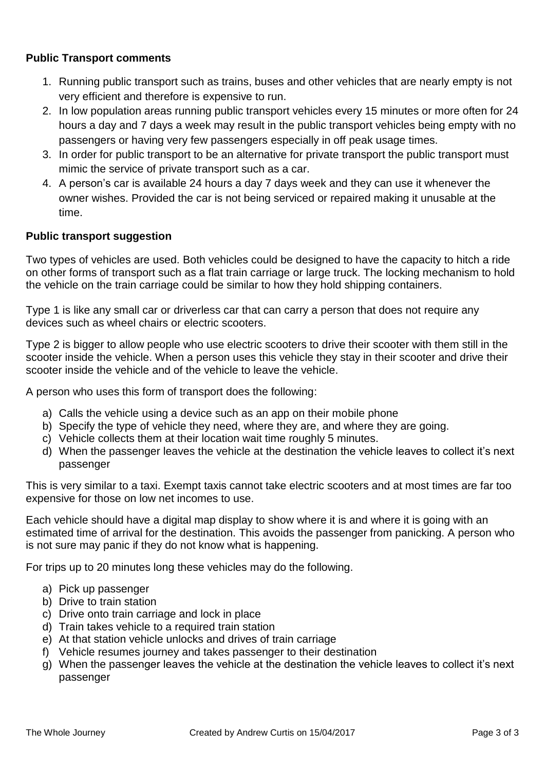**Public Transport comments**

1. Running public transport such as trains, buses and other vehicles that are nearly empty is not very efficient and therefore is expensive to run.
2. In low population areas running public transport vehicles every 15 minutes or more often for 24 hours a day and 7 days a week may result in the public transport vehicles being empty with no passengers or having very few passengers especially in off peak usage times.
3. In order for public transport to be an alternative for private transport the public transport must mimic the service of private transport such as a car.
4. A person's car is available 24 hours a day 7 days week and they can use it whenever the owner wishes. Provided the car is not being serviced or repaired making it unusable at the time.

**Public transport suggestion**

Two types of vehicles are used. Both vehicles could be designed to have the capacity to hitch a ride on other forms of transport such as a flat train carriage or large truck. The locking mechanism to hold the vehicle on the train carriage could be similar to how they hold shipping containers.

Type 1 is like any small car or driverless car that can carry a person that does not require any devices such as wheel chairs or electric scooters.

Type 2 is bigger to allow people who use electric scooters to drive their scooter with them still in the scooter inside the vehicle. When a person uses this vehicle they stay in their scooter and drive their scooter inside the vehicle and of the vehicle to leave the vehicle.

A person who uses this form of transport does the following:

a) Calls the vehicle using a device such as an app on their mobile phone
b) Specify the type of vehicle they need, where they are, and where they are going.
c) Vehicle collects them at their location wait time roughly 5 minutes.
d) When the passenger leaves the vehicle at the destination the vehicle leaves to collect it's next passenger

This is very similar to a taxi. Exempt taxis cannot take electric scooters and at most times are far too expensive for those on low net incomes to use.

Each vehicle should have a digital map display to show where it is and where it is going with an estimated time of arrival for the destination. This avoids the passenger from panicking. A person who is not sure may panic if they do not know what is happening.

For trips up to 20 minutes long these vehicles may do the following.

a) Pick up passenger
b) Drive to train station
c) Drive onto train carriage and lock in place
d) Train takes vehicle to a required train station
e) At that station vehicle unlocks and drives of train carriage
f) Vehicle resumes journey and takes passenger to their destination
g) When the passenger leaves the vehicle at the destination the vehicle leaves to collect it's next passenger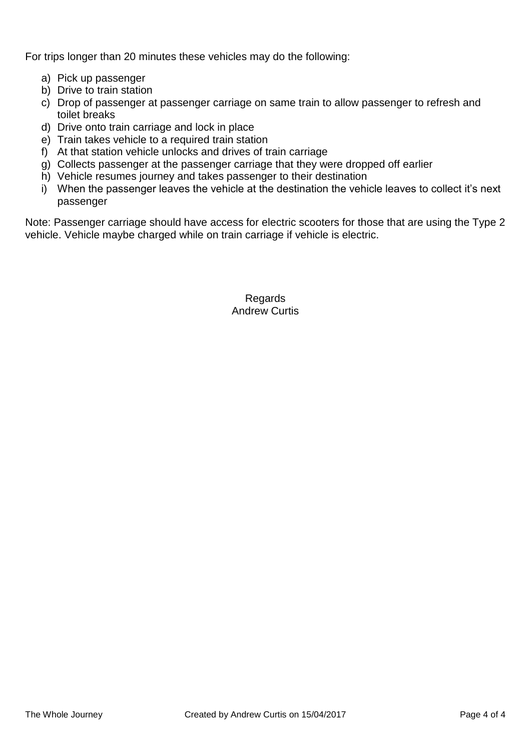For trips longer than 20 minutes these vehicles may do the following:

a) Pick up passenger
b) Drive to train station
c) Drop of passenger at passenger carriage on same train to allow passenger to refresh and toilet breaks
d) Drive onto train carriage and lock in place
e) Train takes vehicle to a required train station
f) At that station vehicle unlocks and drives of train carriage
g) Collects passenger at the passenger carriage that they were dropped off earlier
h) Vehicle resumes journey and takes passenger to their destination
i) When the passenger leaves the vehicle at the destination the vehicle leaves to collect it's next passenger

Note: Passenger carriage should have access for electric scooters for those that are using the Type 2 vehicle. Vehicle maybe charged while on train carriage if vehicle is electric.

Regards
Andrew Curtis